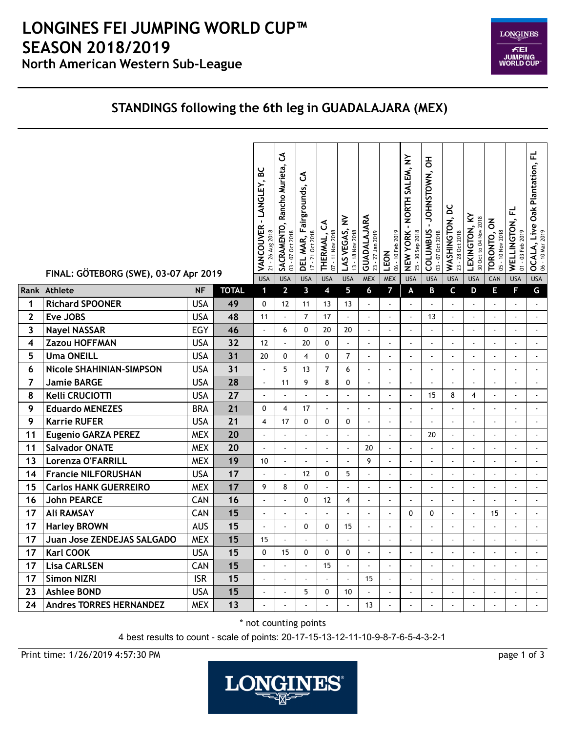# LONGINES FEI JUMPING WORLD CUP™ SEASON 2018/2019

## North American Western Sub-League

## STANDINGS following the 6th leg in GUADALAJARA (MEX)

FINAL: GÖTEBORG (SWE), 03-07 Apr 2019

| | | | | VANCOUVER - LANGLEY, BC 21 - 26 Aug 2018 | SACRAMENTO, Rancho Murieta, CA 03 - 07 Oct 2018 | DEL MAR, Fairgrounds, CA 17 - 21 Oct 2018 | THERMAL, CA 07 - 11 Nov 2018 | LAS VEGAS, NV 13 - 18 Nov 2018 | GUADALAJARA 23 - 27 Jan 2019 | LEON 06 - 10 Feb 2019 | NEW YORK - NORTH SALEM, NY 25 - 30 Sep 2018 | COLUMBUS - JOHNSTOWN, OH 03 - 07 Oct 2018 | WASHINGTON, DC 23 - 28 Oct 2018 | LEXINGTON, KY 30 Oct to 04 Nov 2018 | TORONTO, ON 05 - 10 Nov 2018 | WELLINGTON, FL 01 - 03 Feb 2019 | OCALA, Live Oak Plantation, FL 06 - 10 Mar 2019 |
|---|---|---|---|---|---|---|---|---|---|---|---|---|---|---|---|---|---|
| | | | | USA | USA | USA | USA | USA | MEX | MEX | USA | USA | USA | USA | CAN | USA | USA |
| **Rank** | **Athlete** | **NF** | **TOTAL** | **1** | **2** | **3** | **4** | **5** | **6** | **7** | **A** | **B** | **C** | **D** | **E** | **F** | **G** |
| 1 | Richard SPOONER | USA | 49 | 0 | 12 | 11 | 13 | 13 | - | - | - | - | - | - | - | - | - |
| 2 | Eve JOBS | USA | 48 | 11 | - | 7 | 17 | - | - | - | - | 13 | - | - | - | - | - |
| 3 | Nayel NASSAR | EGY | 46 | - | 6 | 0 | 20 | 20 | - | - | - | - | - | - | - | - | - |
| 4 | Zazou HOFFMAN | USA | 32 | 12 | - | 20 | 0 | - | - | - | - | - | - | - | - | - | - |
| 5 | Uma ONEILL | USA | 31 | 20 | 0 | 4 | 0 | 7 | - | - | - | - | - | - | - | - | - |
| 6 | Nicole SHAHINIAN-SIMPSON | USA | 31 | - | 5 | 13 | 7 | 6 | - | - | - | - | - | - | - | - | - |
| 7 | Jamie BARGE | USA | 28 | - | 11 | 9 | 8 | 0 | - | - | - | - | - | - | - | - | - |
| 8 | Kelli CRUCIOTTI | USA | 27 | - | - | - | - | - | - | - | - | 15 | 8 | 4 | - | - | - |
| 9 | Eduardo MENEZES | BRA | 21 | 0 | 4 | 17 | - | - | - | - | - | - | - | - | - | - | - |
| 9 | Karrie RUFER | USA | 21 | 4 | 17 | 0 | 0 | 0 | - | - | - | - | - | - | - | - | - |
| 11 | Eugenio GARZA PEREZ | MEX | 20 | - | - | - | - | - | - | - | - | 20 | - | - | - | - | - |
| 11 | Salvador ONATE | MEX | 20 | - | - | - | - | - | 20 | - | - | - | - | - | - | - | - |
| 13 | Lorenza O'FARRILL | MEX | 19 | 10 | - | - | - | - | 9 | - | - | - | - | - | - | - | - |
| 14 | Francie NILFORUSHAN | USA | 17 | - | - | 12 | 0 | 5 | - | - | - | - | - | - | - | - | - |
| 15 | Carlos HANK GUERREIRO | MEX | 17 | 9 | 8 | 0 | - | - | - | - | - | - | - | - | - | - | - |
| 16 | John PEARCE | CAN | 16 | - | - | 0 | 12 | 4 | - | - | - | - | - | - | - | - | - |
| 17 | Ali RAMSAY | CAN | 15 | - | - | - | - | - | - | - | 0 | 0 | - | - | 15 | - | - |
| 17 | Harley BROWN | AUS | 15 | - | - | 0 | 0 | 15 | - | - | - | - | - | - | - | - | - |
| 17 | Juan Jose ZENDEJAS SALGADO | MEX | 15 | 15 | - | - | - | - | - | - | - | - | - | - | - | - | - |
| 17 | Karl COOK | USA | 15 | 0 | 15 | 0 | 0 | 0 | - | - | - | - | - | - | - | - | - |
| 17 | Lisa CARLSEN | CAN | 15 | - | - | - | 15 | - | - | - | - | - | - | - | - | - | - |
| 17 | Simon NIZRI | ISR | 15 | - | - | - | - | - | 15 | - | - | - | - | - | - | - | - |
| 23 | Ashlee BOND | USA | 15 | - | - | 5 | 0 | 10 | - | - | - | - | - | - | - | - | - |
| 24 | Andres TORRES HERNANDEZ | MEX | 13 | - | - | - | - | - | 13 | - | - | - | - | - | - | - | - |

\* not counting points

4 best results to count - scale of points: 20-17-15-13-12-11-10-9-8-7-6-5-4-3-2-1

Print time: 1/26/2019 4:57:30 PM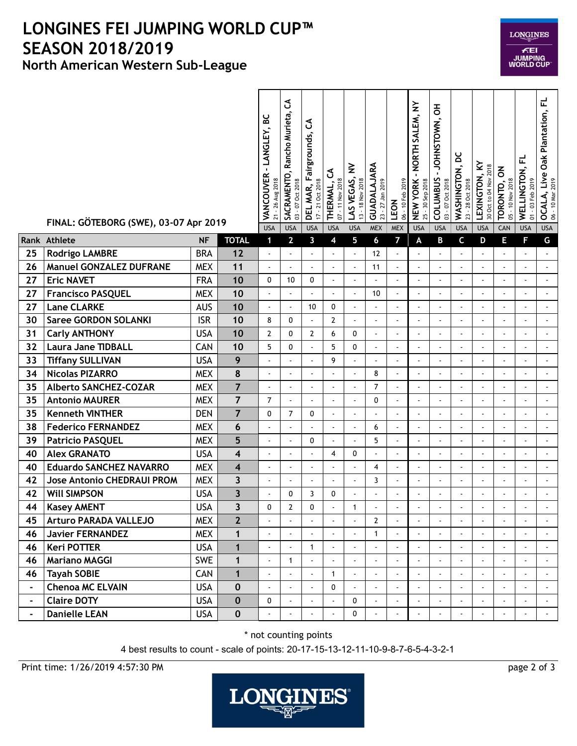# LONGINES FEI JUMPING WORLD CUP™ SEASON 2018/2019

## North American Western Sub-League

FINAL: GÖTEBORG (SWE), 03-07 Apr 2019

| Rank | Athlete | NF | TOTAL | VANCOUVER - LANGLEY, BC 21 - 26 Aug 2018 USA 1 | SACRAMENTO, Rancho Murieta, CA 03 - 07 Oct 2018 USA 2 | DEL MAR, Fairgrounds, CA 17 - 21 Oct 2018 USA 3 | THERMAL, CA 07 - 11 Nov 2018 USA 4 | LAS VEGAS, NV 13 - 18 Nov 2018 USA 5 | GUADALAJARA 23 - 27 Jan 2019 MEX 6 | LEON 06 - 10 Feb 2019 MEX 7 | NEW YORK - NORTH SALEM, NY 25 - 30 Sep 2018 USA A | COLUMBUS - JOHNSTOWN, OH 03 - 07 Oct 2018 USA B | WASHINGTON, DC 23 - 28 Oct 2018 USA C | LEXINGTON, KY 30 Oct to 04 Nov 2018 USA D | TORONTO, ON 05 - 10 Nov 2018 CAN E | WELLINGTON, FL 01 - 03 Feb 2019 USA F | OCALA, Live Oak Plantation, FL 06 - 10 Mar 2019 USA G |
|---|---|---|---|---|---|---|---|---|---|---|---|---|---|---|---|---|---|
| 25 | Rodrigo LAMBRE | BRA | 12 | - | - | - | - | - | 12 | - | - | - | - | - | - | - | - |
| 26 | Manuel GONZALEZ DUFRANE | MEX | 11 | - | - | - | - | - | 11 | - | - | - | - | - | - | - | - |
| 27 | Eric NAVET | FRA | 10 | 0 | 10 | 0 | - | - | - | - | - | - | - | - | - | - | - |
| 27 | Francisco PASQUEL | MEX | 10 | - | - | - | - | - | 10 | - | - | - | - | - | - | - | - |
| 27 | Lane CLARKE | AUS | 10 | - | - | 10 | 0 | - | - | - | - | - | - | - | - | - | - |
| 30 | Saree GORDON SOLANKI | ISR | 10 | 8 | 0 | - | 2 | - | - | - | - | - | - | - | - | - | - |
| 31 | Carly ANTHONY | USA | 10 | 2 | 0 | 2 | 6 | 0 | - | - | - | - | - | - | - | - | - |
| 32 | Laura Jane TIDBALL | CAN | 10 | 5 | 0 | - | 5 | 0 | - | - | - | - | - | - | - | - | - |
| 33 | Tiffany SULLIVAN | USA | 9 | - | - | - | 9 | - | - | - | - | - | - | - | - | - | - |
| 34 | Nicolas PIZARRO | MEX | 8 | - | - | - | - | - | 8 | - | - | - | - | - | - | - | - |
| 35 | Alberto SANCHEZ-COZAR | MEX | 7 | - | - | - | - | - | 7 | - | - | - | - | - | - | - | - |
| 35 | Antonio MAURER | MEX | 7 | 7 | - | - | - | - | 0 | - | - | - | - | - | - | - | - |
| 35 | Kenneth VINTHER | DEN | 7 | 0 | 7 | 0 | - | - | - | - | - | - | - | - | - | - | - |
| 38 | Federico FERNANDEZ | MEX | 6 | - | - | - | - | - | 6 | - | - | - | - | - | - | - | - |
| 39 | Patricio PASQUEL | MEX | 5 | - | - | 0 | - | - | 5 | - | - | - | - | - | - | - | - |
| 40 | Alex GRANATO | USA | 4 | - | - | - | 4 | 0 | - | - | - | - | - | - | - | - | - |
| 40 | Eduardo SANCHEZ NAVARRO | MEX | 4 | - | - | - | - | - | 4 | - | - | - | - | - | - | - | - |
| 42 | Jose Antonio CHEDRAUI PROM | MEX | 3 | - | - | - | - | - | 3 | - | - | - | - | - | - | - | - |
| 42 | Will SIMPSON | USA | 3 | - | 0 | 3 | 0 | - | - | - | - | - | - | - | - | - | - |
| 44 | Kasey AMENT | USA | 3 | 0 | 2 | 0 | - | 1 | - | - | - | - | - | - | - | - | - |
| 45 | Arturo PARADA VALLEJO | MEX | 2 | - | - | - | - | - | 2 | - | - | - | - | - | - | - | - |
| 46 | Javier FERNANDEZ | MEX | 1 | - | - | - | - | - | 1 | - | - | - | - | - | - | - | - |
| 46 | Keri POTTER | USA | 1 | - | - | 1 | - | - | - | - | - | - | - | - | - | - | - |
| 46 | Mariano MAGGI | SWE | 1 | - | 1 | - | - | - | - | - | - | - | - | - | - | - | - |
| 46 | Tayah SOBIE | CAN | 1 | - | - | - | 1 | - | - | - | - | - | - | - | - | - | - |
| - | Chenoa MC ELVAIN | USA | 0 | - | - | - | 0 | - | - | - | - | - | - | - | - | - | - |
| - | Claire DOTY | USA | 0 | 0 | - | - | - | 0 | - | - | - | - | - | - | - | - | - |
| - | Danielle LEAN | USA | 0 | - | - | - | - | 0 | - | - | - | - | - | - | - | - | - |

\* not counting points

4 best results to count - scale of points: 20-17-15-13-12-11-10-9-8-7-6-5-4-3-2-1

Print time: 1/26/2019 4:57:30 PM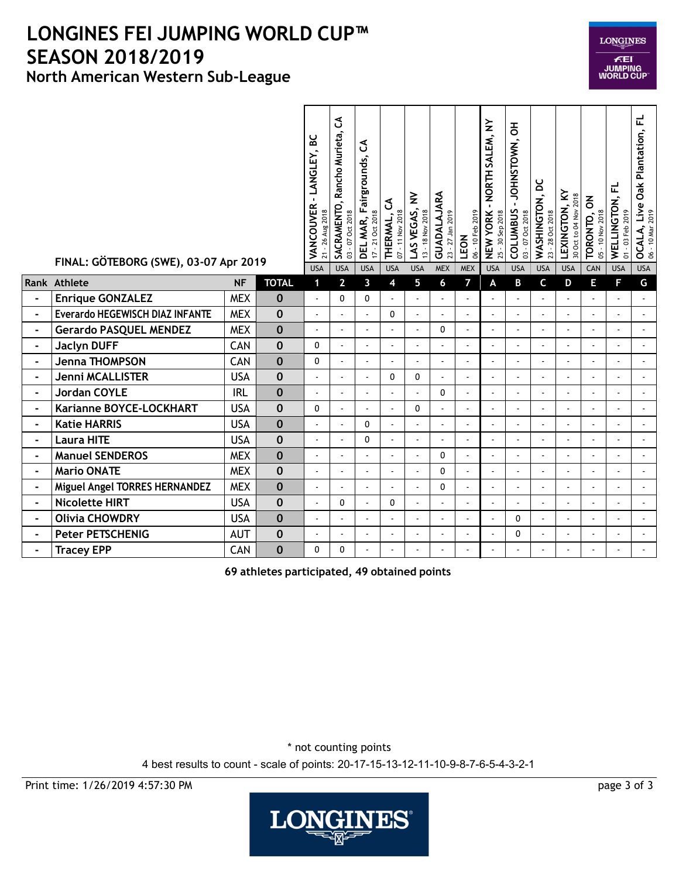# LONGINES FEI JUMPING WORLD CUP™ SEASON 2018/2019

## North American Western Sub-League

| FINAL: GÖTEBORG (SWE), 03-07 Apr 2019 | | | | VANCOUVER - LANGLEY, BC 21 - 26 Aug 2018 | SACRAMENTO, Rancho Murieta, CA 03 - 07 Oct 2018 | DEL MAR, Fairgrounds, CA 17 - 21 Oct 2018 | THERMAL, CA 07 - 11 Nov 2018 | LAS VEGAS, NV 13 - 18 Nov 2018 | GUADALAJARA 23 - 27 Jan 2019 | LEON 06 - 10 Feb 2019 | NEW YORK - NORTH SALEM, NY 25 - 30 Sep 2018 | COLUMBUS - JOHNSTOWN, OH 03 - 07 Oct 2018 | WASHINGTON, DC 23 - 28 Oct 2018 | LEXINGTON, KY 30 Oct to 04 Nov 2018 | TORONTO, ON 05 - 10 Nov 2018 | WELLINGTON, FL 01 - 03 Feb 2019 | OCALA, Live Oak Plantation, FL 06 - 10 Mar 2019 |
|---|---|---|---|---|---|---|---|---|---|---|---|---|---|---|---|---|---|
| | | | | USA | USA | USA | USA | USA | MEX | MEX | USA | USA | USA | USA | CAN | USA | USA |
| **Rank** | **Athlete** | **NF** | **TOTAL** | **1** | **2** | **3** | **4** | **5** | **6** | **7** | **A** | **B** | **C** | **D** | **E** | **F** | **G** |
| - | Enrique GONZALEZ | MEX | **0** | - | 0 | 0 | - | - | - | - | - | - | - | - | - | - | - |
| - | Everardo HEGEWISCH DIAZ INFANTE | MEX | **0** | - | - | - | 0 | - | - | - | - | - | - | - | - | - | - |
| - | Gerardo PASQUEL MENDEZ | MEX | **0** | - | - | - | - | - | 0 | - | - | - | - | - | - | - | - |
| - | Jaclyn DUFF | CAN | **0** | 0 | - | - | - | - | - | - | - | - | - | - | - | - | - |
| - | Jenna THOMPSON | CAN | **0** | 0 | - | - | - | - | - | - | - | - | - | - | - | - | - |
| - | Jenni MCALLISTER | USA | **0** | - | - | - | 0 | 0 | - | - | - | - | - | - | - | - | - |
| - | Jordan COYLE | IRL | **0** | - | - | - | - | - | 0 | - | - | - | - | - | - | - | - |
| - | Karianne BOYCE-LOCKHART | USA | **0** | 0 | - | - | - | 0 | - | - | - | - | - | - | - | - | - |
| - | Katie HARRIS | USA | **0** | - | - | 0 | - | - | - | - | - | - | - | - | - | - | - |
| - | Laura HITE | USA | **0** | - | - | 0 | - | - | - | - | - | - | - | - | - | - | - |
| - | Manuel SENDEROS | MEX | **0** | - | - | - | - | - | 0 | - | - | - | - | - | - | - | - |
| - | Mario ONATE | MEX | **0** | - | - | - | - | - | 0 | - | - | - | - | - | - | - | - |
| - | Miguel Angel TORRES HERNANDEZ | MEX | **0** | - | - | - | - | - | 0 | - | - | - | - | - | - | - | - |
| - | Nicolette HIRT | USA | **0** | - | 0 | - | 0 | - | - | - | - | - | - | - | - | - | - |
| - | Olivia CHOWDRY | USA | **0** | - | - | - | - | - | - | - | - | 0 | - | - | - | - | - |
| - | Peter PETSCHENIG | AUT | **0** | - | - | - | - | - | - | - | - | 0 | - | - | - | - | - |
| - | Tracey EPP | CAN | **0** | 0 | 0 | - | - | - | - | - | - | - | - | - | - | - | - |

**69 athletes participated, 49 obtained points**

\* not counting points

4 best results to count - scale of points: 20-17-15-13-12-11-10-9-8-7-6-5-4-3-2-1

Print time: 1/26/2019 4:57:30 PM